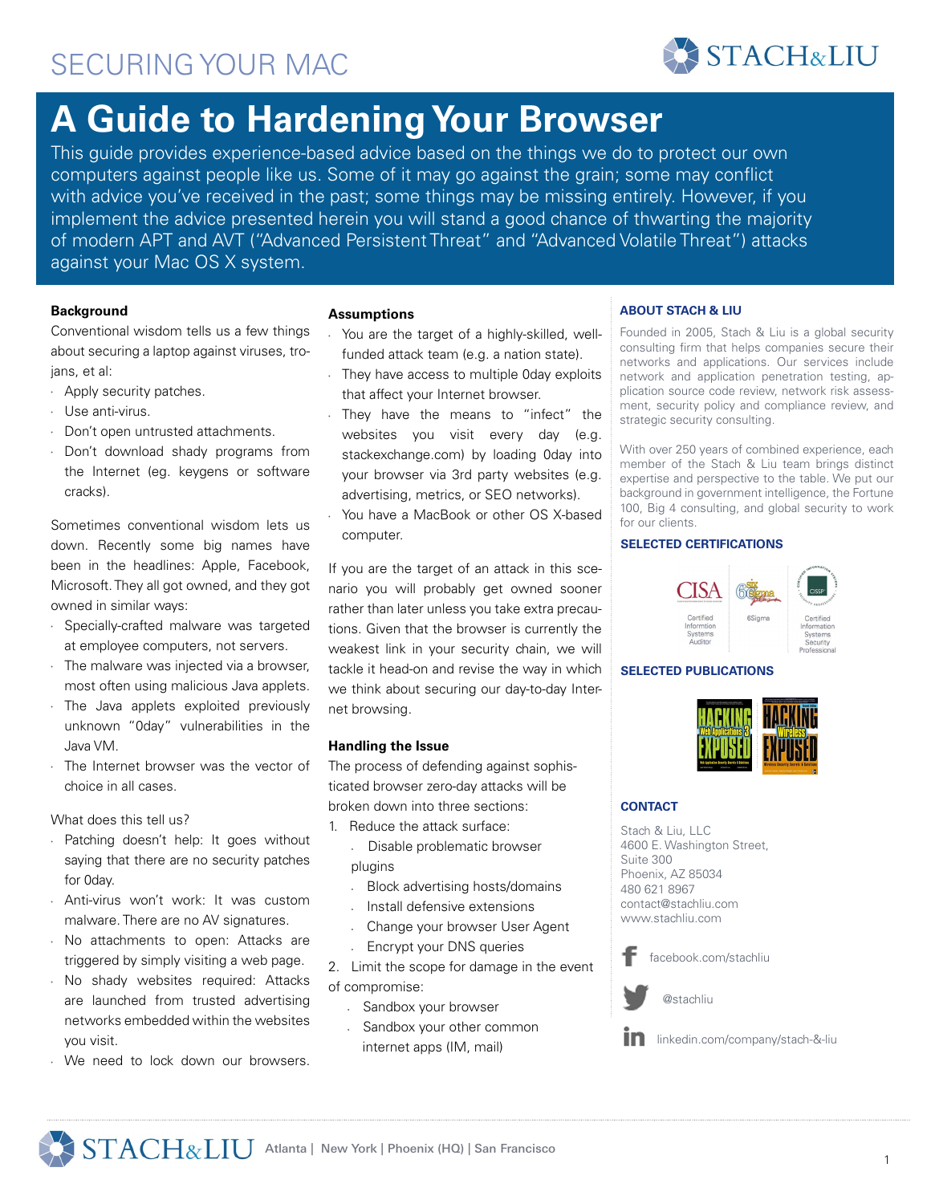SECURING YOUR MAC

# A Guide to Hardening Your Browser

This guide provides experience-based advice based on the things we do to protect our own computers against people like us. Some of it may go against the grain; some may conflict with advice you've received in the past; some things may be missing entirely. However, if you implement the advice presented herein you will stand a good chance of thwarting the majority of modern APT and AVT ("Advanced Persistent Threat" and "Advanced Volatile Threat") attacks against your Mac OS X system.

### Background

Conventional wisdom tells us a few things about securing a laptop against viruses, trojans, et al:

- Apply security patches.
- Use anti-virus.
- Don't open untrusted attachments.
- Don't download shady programs from the Internet (eg. keygens or software cracks).

Sometimes conventional wisdom lets us down. Recently some big names have been in the headlines: Apple, Facebook, Microsoft. They all got owned, and they got owned in similar ways:

- Specially-crafted malware was targeted at employee computers, not servers.
- The malware was injected via a browser, most often using malicious Java applets.
- The Java applets exploited previously unknown "0day" vulnerabilities in the Java VM.
- The Internet browser was the vector of choice in all cases.

What does this tell us?

- Patching doesn't help: It goes without saying that there are no security patches for 0day.
- Anti-virus won't work: It was custom malware. There are no AV signatures.
- No attachments to open: Attacks are triggered by simply visiting a web page.
- No shady websites required: Attacks are launched from trusted advertising networks embedded within the websites you visit.
- We need to lock down our browsers.

### Assumptions

- You are the target of a highly-skilled, well-funded attack team (e.g. a nation state).
- They have access to multiple 0day exploits that affect your Internet browser.
- They have the means to "infect" the websites you visit every day (e.g. stackexchange.com) by loading 0day into your browser via 3rd party websites (e.g. advertising, metrics, or SEO networks).
- You have a MacBook or other OS X-based computer.

If you are the target of an attack in this scenario you will probably get owned sooner rather than later unless you take extra precautions. Given that the browser is currently the weakest link in your security chain, we will tackle it head-on and revise the way in which we think about securing our day-to-day Internet browsing.

### Handling the Issue

The process of defending against sophisticated browser zero-day attacks will be broken down into three sections:

1. Reduce the attack surface:
   - Disable problematic browser plugins
   - Block advertising hosts/domains
   - Install defensive extensions
   - Change your browser User Agent
   - Encrypt your DNS queries
2. Limit the scope for damage in the event of compromise:
   - Sandbox your browser
   - Sandbox your other common internet apps (IM, mail)

### ABOUT STACH & LIU

Founded in 2005, Stach & Liu is a global security consulting firm that helps companies secure their networks and applications. Our services include network and application penetration testing, application source code review, network risk assessment, security policy and compliance review, and strategic security consulting.

With over 250 years of combined experience, each member of the Stach & Liu team brings distinct expertise and perspective to the table. We put our background in government intelligence, the Fortune 100, Big 4 consulting, and global security to work for our clients.

### SELECTED CERTIFICATIONS

Certified Informtion Systems Auditor

6Sigma

Certified Information Systems Security Professional

### SELECTED PUBLICATIONS

### CONTACT

Stach & Liu, LLC
4600 E. Washington Street,
Suite 300
Phoenix, AZ 85034
480 621 8967
contact@stachliu.com
www.stachliu.com

facebook.com/stachliu

@stachliu

linkedin.com/company/stach-&-liu

STACH&LIU Atlanta | New York | Phoenix (HQ) | San Francisco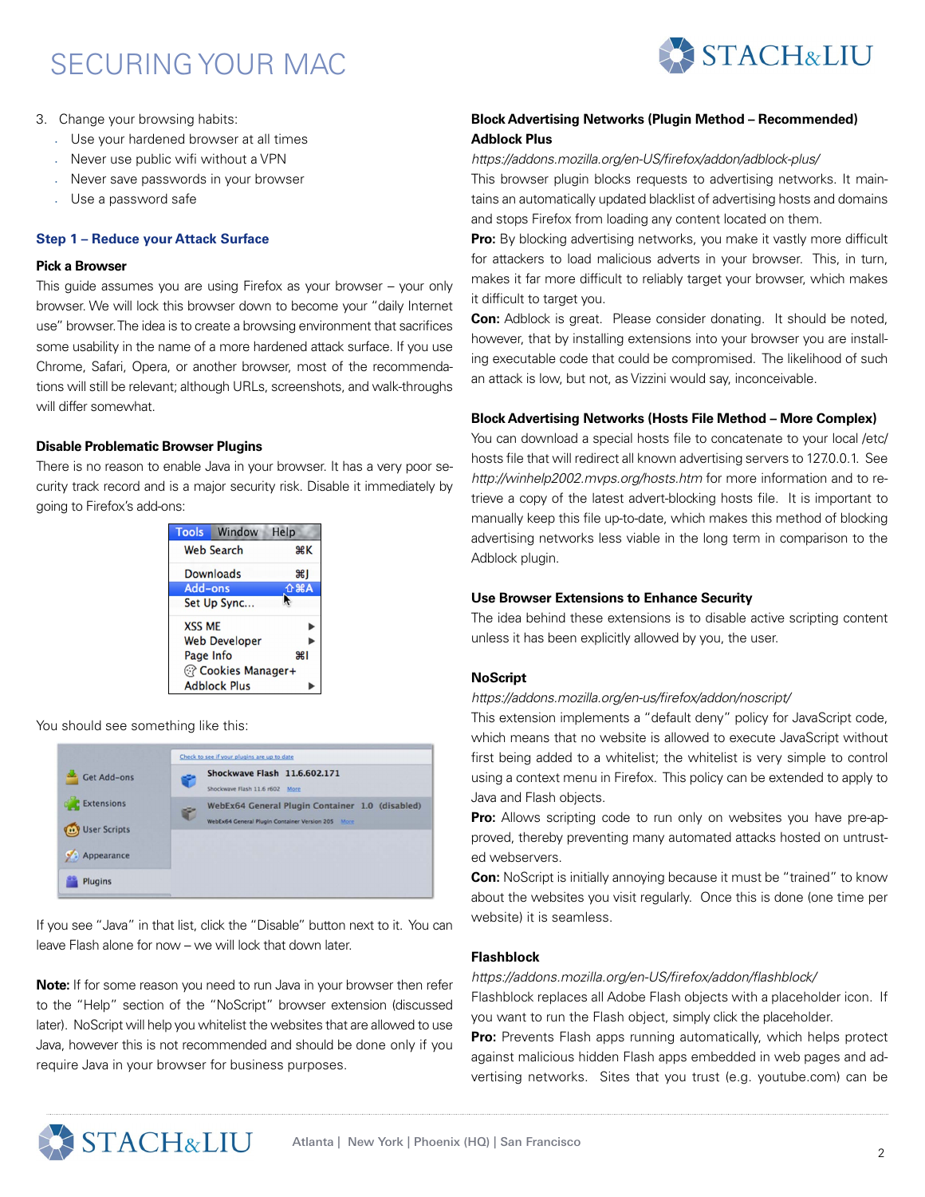3. Change your browsing habits:
   - Use your hardened browser at all times
   - Never use public wifi without a VPN
   - Never save passwords in your browser
   - Use a password safe

## Step 1 – Reduce your Attack Surface

### Pick a Browser

This guide assumes you are using Firefox as your browser – your only browser. We will lock this browser down to become your "daily Internet use" browser. The idea is to create a browsing environment that sacrifices some usability in the name of a more hardened attack surface. If you use Chrome, Safari, Opera, or another browser, most of the recommendations will still be relevant; although URLs, screenshots, and walk-throughs will differ somewhat.

### Disable Problematic Browser Plugins

There is no reason to enable Java in your browser. It has a very poor security track record and is a major security risk. Disable it immediately by going to Firefox's add-ons:

You should see something like this:

If you see "Java" in that list, click the "Disable" button next to it. You can leave Flash alone for now – we will lock that down later.

**Note:** If for some reason you need to run Java in your browser then refer to the "Help" section of the "NoScript" browser extension (discussed later). NoScript will help you whitelist the websites that are allowed to use Java, however this is not recommended and should be done only if you require Java in your browser for business purposes.

### Block Advertising Networks (Plugin Method – Recommended) Adblock Plus

*https://addons.mozilla.org/en-US/firefox/addon/adblock-plus/*

This browser plugin blocks requests to advertising networks. It maintains an automatically updated blacklist of advertising hosts and domains and stops Firefox from loading any content located on them.

**Pro:** By blocking advertising networks, you make it vastly more difficult for attackers to load malicious adverts in your browser. This, in turn, makes it far more difficult to reliably target your browser, which makes it difficult to target you.

**Con:** Adblock is great. Please consider donating. It should be noted, however, that by installing extensions into your browser you are installing executable code that could be compromised. The likelihood of such an attack is low, but not, as Vizzini would say, inconceivable.

### Block Advertising Networks (Hosts File Method – More Complex)

You can download a special hosts file to concatenate to your local /etc/hosts file that will redirect all known advertising servers to 127.0.0.1. See *http://winhelp2002.mvps.org/hosts.htm* for more information and to retrieve a copy of the latest advert-blocking hosts file. It is important to manually keep this file up-to-date, which makes this method of blocking advertising networks less viable in the long term in comparison to the Adblock plugin.

### Use Browser Extensions to Enhance Security

The idea behind these extensions is to disable active scripting content unless it has been explicitly allowed by you, the user.

### NoScript

*https://addons.mozilla.org/en-us/firefox/addon/noscript/*

This extension implements a "default deny" policy for JavaScript code, which means that no website is allowed to execute JavaScript without first being added to a whitelist; the whitelist is very simple to control using a context menu in Firefox. This policy can be extended to apply to Java and Flash objects.

**Pro:** Allows scripting code to run only on websites you have pre-approved, thereby preventing many automated attacks hosted on untrusted webservers.

**Con:** NoScript is initially annoying because it must be "trained" to know about the websites you visit regularly. Once this is done (one time per website) it is seamless.

### Flashblock

*https://addons.mozilla.org/en-US/firefox/addon/flashblock/*

Flashblock replaces all Adobe Flash objects with a placeholder icon. If you want to run the Flash object, simply click the placeholder.

**Pro:** Prevents Flash apps running automatically, which helps protect against malicious hidden Flash apps embedded in web pages and advertising networks. Sites that you trust (e.g. youtube.com) can be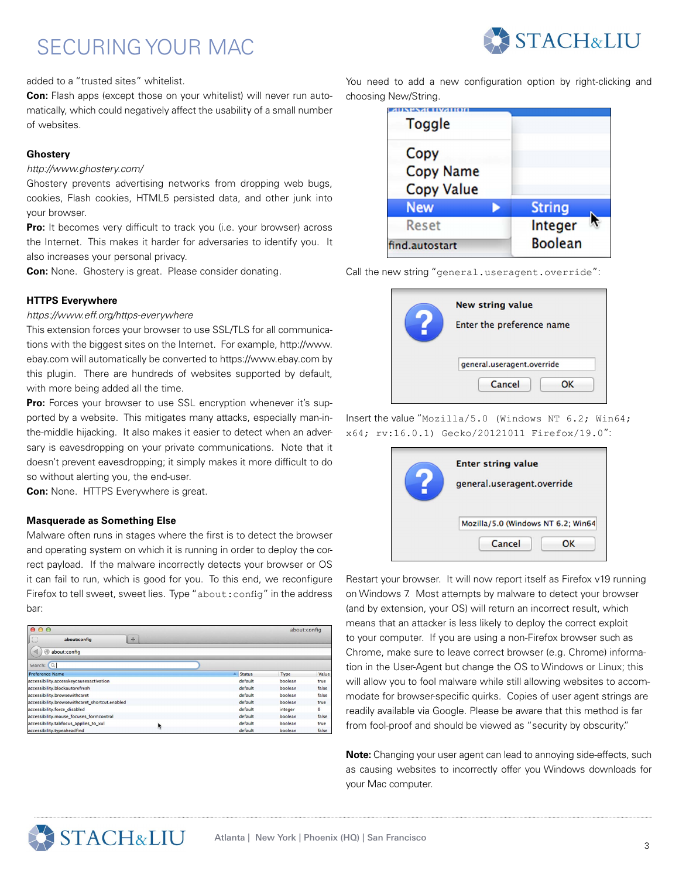added to a "trusted sites" whitelist.

**Con:** Flash apps (except those on your whitelist) will never run automatically, which could negatively affect the usability of a small number of websites.

### Ghostery

*http://www.ghostery.com/*

Ghostery prevents advertising networks from dropping web bugs, cookies, Flash cookies, HTML5 persisted data, and other junk into your browser.

**Pro:** It becomes very difficult to track you (i.e. your browser) across the Internet. This makes it harder for adversaries to identify you. It also increases your personal privacy.

**Con:** None. Ghostery is great. Please consider donating.

### HTTPS Everywhere

*https://www.eff.org/https-everywhere*

This extension forces your browser to use SSL/TLS for all communications with the biggest sites on the Internet. For example, http://www.ebay.com will automatically be converted to https://www.ebay.com by this plugin. There are hundreds of websites supported by default, with more being added all the time.

**Pro:** Forces your browser to use SSL encryption whenever it's supported by a website. This mitigates many attacks, especially man-in-the-middle hijacking. It also makes it easier to detect when an adversary is eavesdropping on your private communications. Note that it doesn't prevent eavesdropping; it simply makes it more difficult to do so without alerting you, the end-user.

**Con:** None. HTTPS Everywhere is great.

### Masquerade as Something Else

Malware often runs in stages where the first is to detect the browser and operating system on which it is running in order to deploy the correct payload. If the malware incorrectly detects your browser or OS it can fail to run, which is good for you. To this end, we reconfigure Firefox to tell sweet, sweet lies. Type "`about:config`" in the address bar:

You need to add a new configuration option by right-clicking and choosing New/String.

Call the new string "`general.useragent.override`":

Insert the value "`Mozilla/5.0 (Windows NT 6.2; Win64; x64; rv:16.0.1) Gecko/20121011 Firefox/19.0`":

Restart your browser. It will now report itself as Firefox v19 running on Windows 7. Most attempts by malware to detect your browser (and by extension, your OS) will return an incorrect result, which means that an attacker is less likely to deploy the correct exploit to your computer. If you are using a non-Firefox browser such as Chrome, make sure to leave correct browser (e.g. Chrome) information in the User-Agent but change the OS to Windows or Linux; this will allow you to fool malware while still allowing websites to accommodate for browser-specific quirks. Copies of user agent strings are readily available via Google. Please be aware that this method is far from fool-proof and should be viewed as "security by obscurity."

**Note:** Changing your user agent can lead to annoying side-effects, such as causing websites to incorrectly offer you Windows downloads for your Mac computer.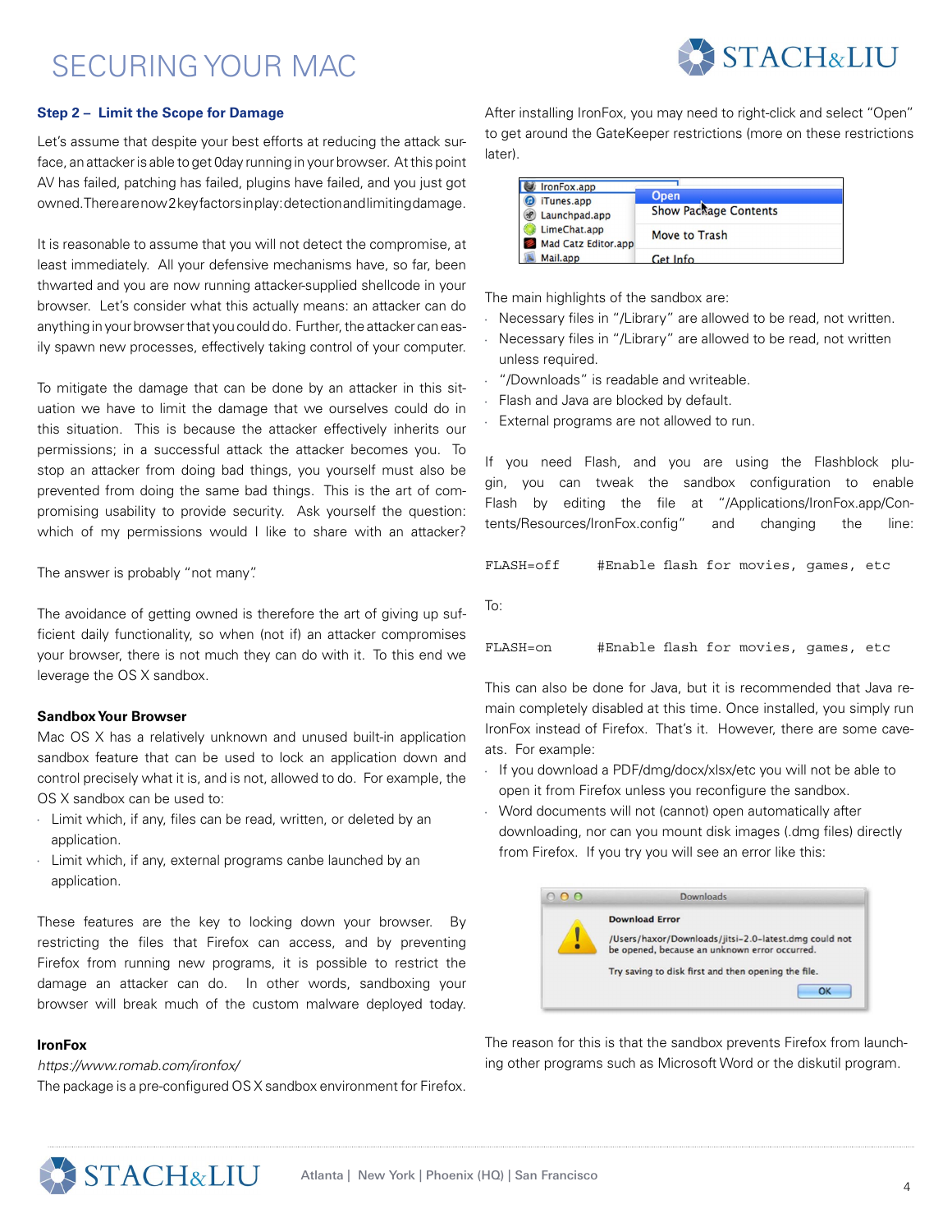### Step 2 – Limit the Scope for Damage

Let's assume that despite your best efforts at reducing the attack surface, an attacker is able to get 0day running in your browser. At this point AV has failed, patching has failed, plugins have failed, and you just got owned. There are now 2 key factors in play: detection and limiting damage.

It is reasonable to assume that you will not detect the compromise, at least immediately. All your defensive mechanisms have, so far, been thwarted and you are now running attacker-supplied shellcode in your browser. Let's consider what this actually means: an attacker can do anything in your browser that you could do. Further, the attacker can easily spawn new processes, effectively taking control of your computer.

To mitigate the damage that can be done by an attacker in this situation we have to limit the damage that we ourselves could do in this situation. This is because the attacker effectively inherits our permissions; in a successful attack the attacker becomes you. To stop an attacker from doing bad things, you yourself must also be prevented from doing the same bad things. This is the art of compromising usability to provide security. Ask yourself the question: which of my permissions would I like to share with an attacker?

The answer is probably "not many".

The avoidance of getting owned is therefore the art of giving up sufficient daily functionality, so when (not if) an attacker compromises your browser, there is not much they can do with it. To this end we leverage the OS X sandbox.

**Sandbox Your Browser**

Mac OS X has a relatively unknown and unused built-in application sandbox feature that can be used to lock an application down and control precisely what it is, and is not, allowed to do. For example, the OS X sandbox can be used to:

- Limit which, if any, files can be read, written, or deleted by an application.
- Limit which, if any, external programs canbe launched by an application.

These features are the key to locking down your browser. By restricting the files that Firefox can access, and by preventing Firefox from running new programs, it is possible to restrict the damage an attacker can do. In other words, sandboxing your browser will break much of the custom malware deployed today.

**IronFox**

*https://www.romab.com/ironfox/*

The package is a pre-configured OS X sandbox environment for Firefox.

After installing IronFox, you may need to right-click and select "Open" to get around the GateKeeper restrictions (more on these restrictions later).

The main highlights of the sandbox are:

- Necessary files in "/Library" are allowed to be read, not written.
- Necessary files in "/Library" are allowed to be read, not written unless required.
- "/Downloads" is readable and writeable.
- Flash and Java are blocked by default.
- External programs are not allowed to run.

If you need Flash, and you are using the Flashblock plugin, you can tweak the sandbox configuration to enable Flash by editing the file at "/Applications/IronFox.app/Contents/Resources/IronFox.config" and changing the line:

```
FLASH=off     #Enable flash for movies, games, etc
```

To:

```
FLASH=on      #Enable flash for movies, games, etc
```

This can also be done for Java, but it is recommended that Java remain completely disabled at this time. Once installed, you simply run IronFox instead of Firefox. That's it. However, there are some caveats. For example:

- If you download a PDF/dmg/docx/xlsx/etc you will not be able to open it from Firefox unless you reconfigure the sandbox.
- Word documents will not (cannot) open automatically after downloading, nor can you mount disk images (.dmg files) directly from Firefox. If you try you will see an error like this:

The reason for this is that the sandbox prevents Firefox from launching other programs such as Microsoft Word or the diskutil program.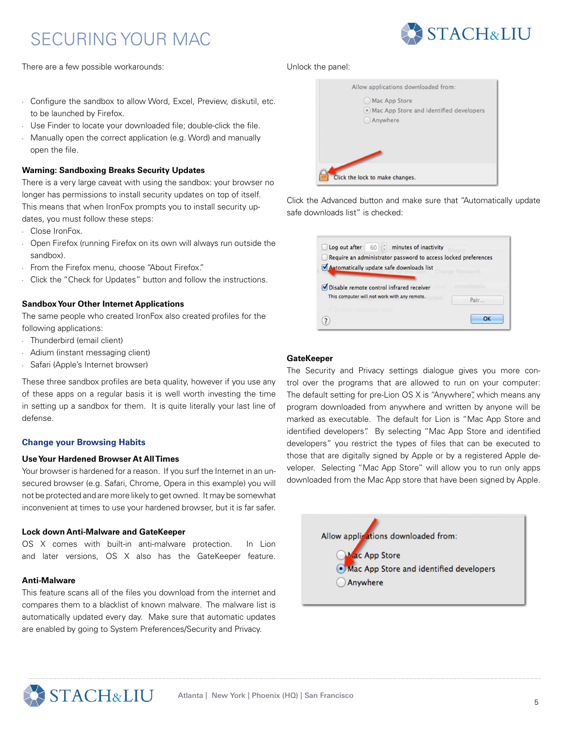# SECURING YOUR MAC

There are a few possible workarounds:

- Configure the sandbox to allow Word, Excel, Preview, diskutil, etc. to be launched by Firefox.
- Use Finder to locate your downloaded file; double-click the file.
- Manually open the correct application (e.g. Word) and manually open the file.

**Warning: Sandboxing Breaks Security Updates**

There is a very large caveat with using the sandbox: your browser no longer has permissions to install security updates on top of itself. This means that when IronFox prompts you to install security updates, you must follow these steps:

- Close IronFox.
- Open Firefox (running Firefox on its own will always run outside the sandbox).
- From the Firefox menu, choose "About Firefox."
- Click the "Check for Updates" button and follow the instructions.

**Sandbox Your Other Internet Applications**

The same people who created IronFox also created profiles for the following applications:

- Thunderbird (email client)
- Adium (instant messaging client)
- Safari (Apple's Internet browser)

These three sandbox profiles are beta quality, however if you use any of these apps on a regular basis it is well worth investing the time in setting up a sandbox for them. It is quite literally your last line of defense.

## Change your Browsing Habits

**Use Your Hardened Browser At All Times**

Your browser is hardened for a reason. If you surf the Internet in an unsecured browser (e.g. Safari, Chrome, Opera in this example) you will not be protected and are more likely to get owned. It may be somewhat inconvenient at times to use your hardened browser, but it is far safer.

**Lock down Anti-Malware and GateKeeper**

OS X comes with built-in anti-malware protection. In Lion and later versions, OS X also has the GateKeeper feature.

**Anti-Malware**

This feature scans all of the files you download from the internet and compares them to a blacklist of known malware. The malware list is automatically updated every day. Make sure that automatic updates are enabled by going to System Preferences/Security and Privacy.

Unlock the panel:

Click the Advanced button and make sure that "Automatically update safe downloads list" is checked:

**GateKeeper**

The Security and Privacy settings dialogue gives you more control over the programs that are allowed to run on your computer: The default setting for pre-Lion OS X is "Anywhere", which means any program downloaded from anywhere and written by anyone will be marked as executable. The default for Lion is "Mac App Store and identified developers". By selecting "Mac App Store and identified developers" you restrict the types of files that can be executed to those that are digitally signed by Apple or by a registered Apple developer. Selecting "Mac App Store" will allow you to run only apps downloaded from the Mac App store that have been signed by Apple.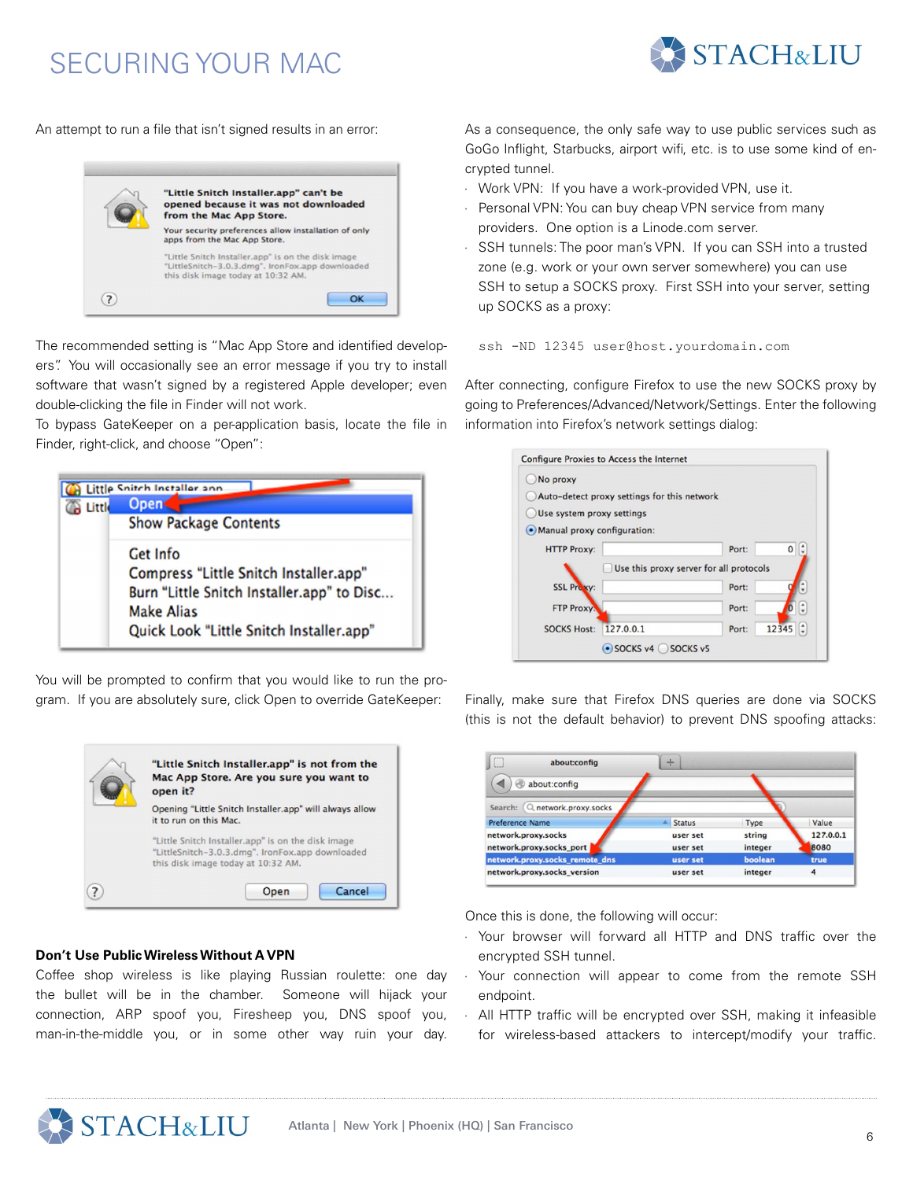An attempt to run a file that isn't signed results in an error:

The recommended setting is "Mac App Store and identified developers". You will occasionally see an error message if you try to install software that wasn't signed by a registered Apple developer; even double-clicking the file in Finder will not work.

To bypass GateKeeper on a per-application basis, locate the file in Finder, right-click, and choose "Open":

You will be prompted to confirm that you would like to run the program. If you are absolutely sure, click Open to override GateKeeper:

**Don't Use Public Wireless Without A VPN**

Coffee shop wireless is like playing Russian roulette: one day the bullet will be in the chamber. Someone will hijack your connection, ARP spoof you, Firesheep you, DNS spoof you, man-in-the-middle you, or in some other way ruin your day.

As a consequence, the only safe way to use public services such as GoGo Inflight, Starbucks, airport wifi, etc. is to use some kind of encrypted tunnel.

- Work VPN: If you have a work-provided VPN, use it.
- Personal VPN: You can buy cheap VPN service from many providers. One option is a Linode.com server.
- SSH tunnels: The poor man's VPN. If you can SSH into a trusted zone (e.g. work or your own server somewhere) you can use SSH to setup a SOCKS proxy. First SSH into your server, setting up SOCKS as a proxy:

```
ssh -ND 12345 user@host.yourdomain.com
```

After connecting, configure Firefox to use the new SOCKS proxy by going to Preferences/Advanced/Network/Settings. Enter the following information into Firefox's network settings dialog:

Finally, make sure that Firefox DNS queries are done via SOCKS (this is not the default behavior) to prevent DNS spoofing attacks:

Once this is done, the following will occur:

- Your browser will forward all HTTP and DNS traffic over the encrypted SSH tunnel.
- Your connection will appear to come from the remote SSH endpoint.
- All HTTP traffic will be encrypted over SSH, making it infeasible for wireless-based attackers to intercept/modify your traffic.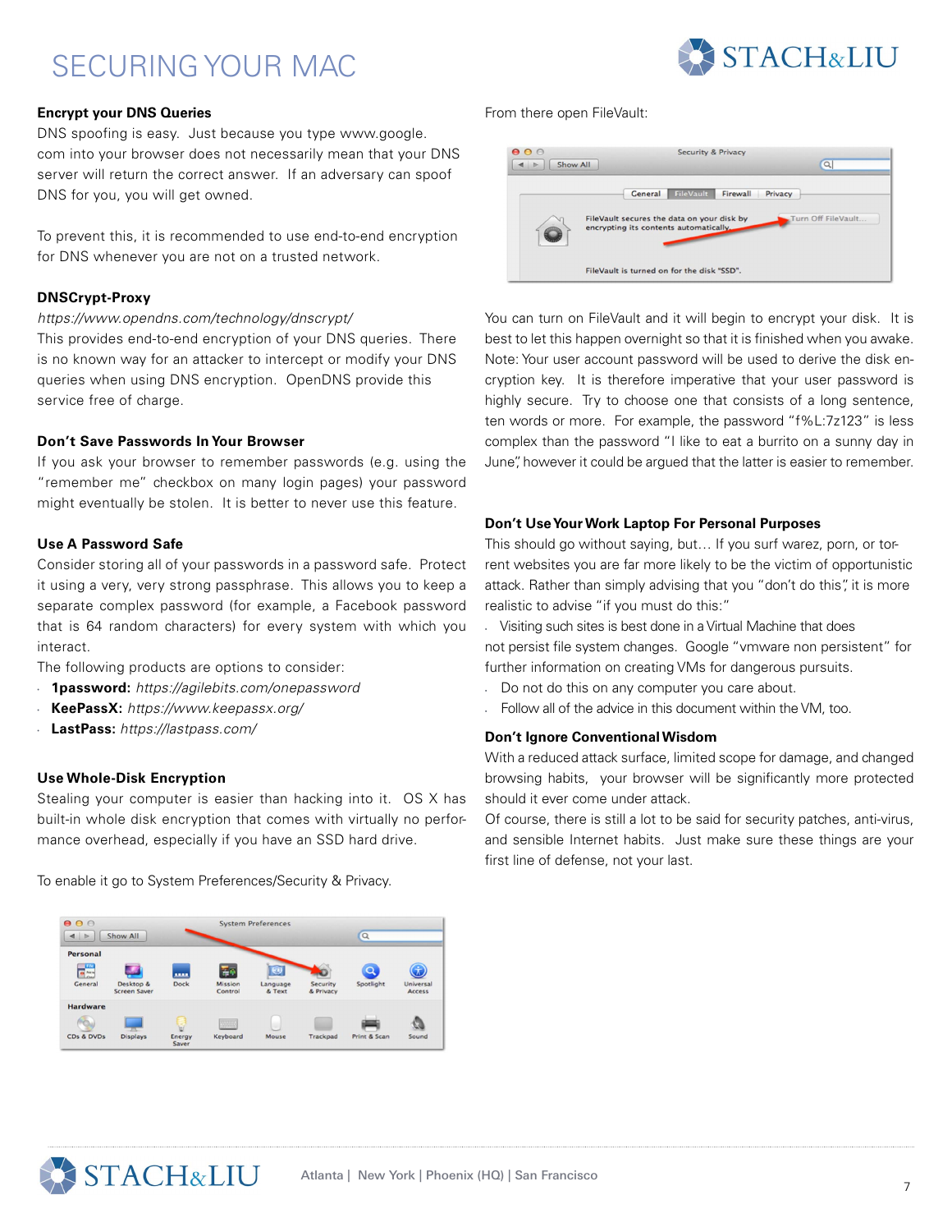# SECURING YOUR MAC

### Encrypt your DNS Queries

DNS spoofing is easy. Just because you type www.google.com into your browser does not necessarily mean that your DNS server will return the correct answer. If an adversary can spoof DNS for you, you will get owned.

To prevent this, it is recommended to use end-to-end encryption for DNS whenever you are not on a trusted network.

### DNSCrypt-Proxy

*https://www.opendns.com/technology/dnscrypt/*

This provides end-to-end encryption of your DNS queries. There is no known way for an attacker to intercept or modify your DNS queries when using DNS encryption. OpenDNS provide this service free of charge.

### Don't Save Passwords In Your Browser

If you ask your browser to remember passwords (e.g. using the "remember me" checkbox on many login pages) your password might eventually be stolen. It is better to never use this feature.

### Use A Password Safe

Consider storing all of your passwords in a password safe. Protect it using a very, very strong passphrase. This allows you to keep a separate complex password (for example, a Facebook password that is 64 random characters) for every system with which you interact.

The following products are options to consider:

- **1password:** *https://agilebits.com/onepassword*
- **KeePassX:** *https://www.keepassx.org/*
- **LastPass:** *https://lastpass.com/*

### Use Whole-Disk Encryption

Stealing your computer is easier than hacking into it. OS X has built-in whole disk encryption that comes with virtually no performance overhead, especially if you have an SSD hard drive.

To enable it go to System Preferences/Security & Privacy.

From there open FileVault:

You can turn on FileVault and it will begin to encrypt your disk. It is best to let this happen overnight so that it is finished when you awake. Note: Your user account password will be used to derive the disk encryption key. It is therefore imperative that your user password is highly secure. Try to choose one that consists of a long sentence, ten words or more. For example, the password "f%L:7z123" is less complex than the password "I like to eat a burrito on a sunny day in June", however it could be argued that the latter is easier to remember.

### Don't Use Your Work Laptop For Personal Purposes

This should go without saying, but… If you surf warez, porn, or torrent websites you are far more likely to be the victim of opportunistic attack. Rather than simply advising that you "don't do this", it is more realistic to advise "if you must do this:"

- Visiting such sites is best done in a Virtual Machine that does not persist file system changes. Google "vmware non persistent" for further information on creating VMs for dangerous pursuits.
- Do not do this on any computer you care about.
- Follow all of the advice in this document within the VM, too.

### Don't Ignore Conventional Wisdom

With a reduced attack surface, limited scope for damage, and changed browsing habits, your browser will be significantly more protected should it ever come under attack.

Of course, there is still a lot to be said for security patches, anti-virus, and sensible Internet habits. Just make sure these things are your first line of defense, not your last.

Atlanta | New York | Phoenix (HQ) | San Francisco